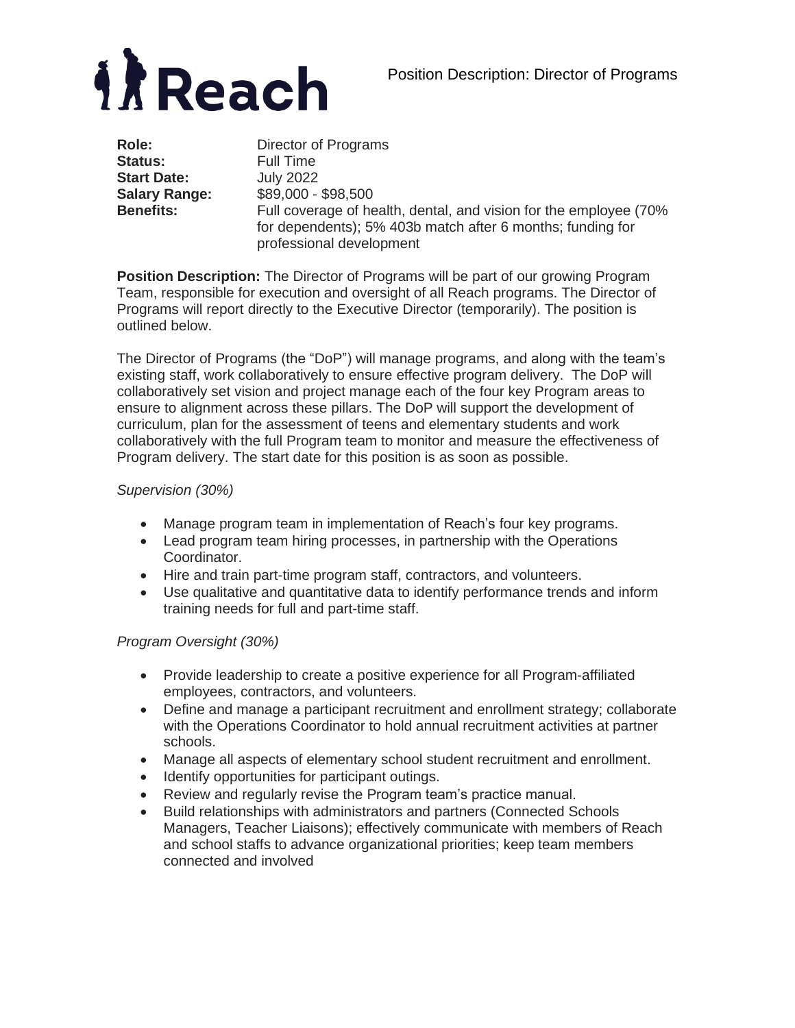# Reach

Position Description: Director of Programs

**Role:** Director of Programs
**Status:** Full Time
**Start Date:** July 2022
**Salary Range:** $89,000 - $98,500
**Benefits:** Full coverage of health, dental, and vision for the employee (70% for dependents); 5% 403b match after 6 months; funding for professional development

**Position Description:** The Director of Programs will be part of our growing Program Team, responsible for execution and oversight of all Reach programs. The Director of Programs will report directly to the Executive Director (temporarily). The position is outlined below.

The Director of Programs (the "DoP") will manage programs, and along with the team's existing staff, work collaboratively to ensure effective program delivery. The DoP will collaboratively set vision and project manage each of the four key Program areas to ensure to alignment across these pillars. The DoP will support the development of curriculum, plan for the assessment of teens and elementary students and work collaboratively with the full Program team to monitor and measure the effectiveness of Program delivery. The start date for this position is as soon as possible.

*Supervision (30%)*

- Manage program team in implementation of Reach's four key programs.
- Lead program team hiring processes, in partnership with the Operations Coordinator.
- Hire and train part-time program staff, contractors, and volunteers.
- Use qualitative and quantitative data to identify performance trends and inform training needs for full and part-time staff.

*Program Oversight (30%)*

- Provide leadership to create a positive experience for all Program-affiliated employees, contractors, and volunteers.
- Define and manage a participant recruitment and enrollment strategy; collaborate with the Operations Coordinator to hold annual recruitment activities at partner schools.
- Manage all aspects of elementary school student recruitment and enrollment.
- Identify opportunities for participant outings.
- Review and regularly revise the Program team's practice manual.
- Build relationships with administrators and partners (Connected Schools Managers, Teacher Liaisons); effectively communicate with members of Reach and school staffs to advance organizational priorities; keep team members connected and involved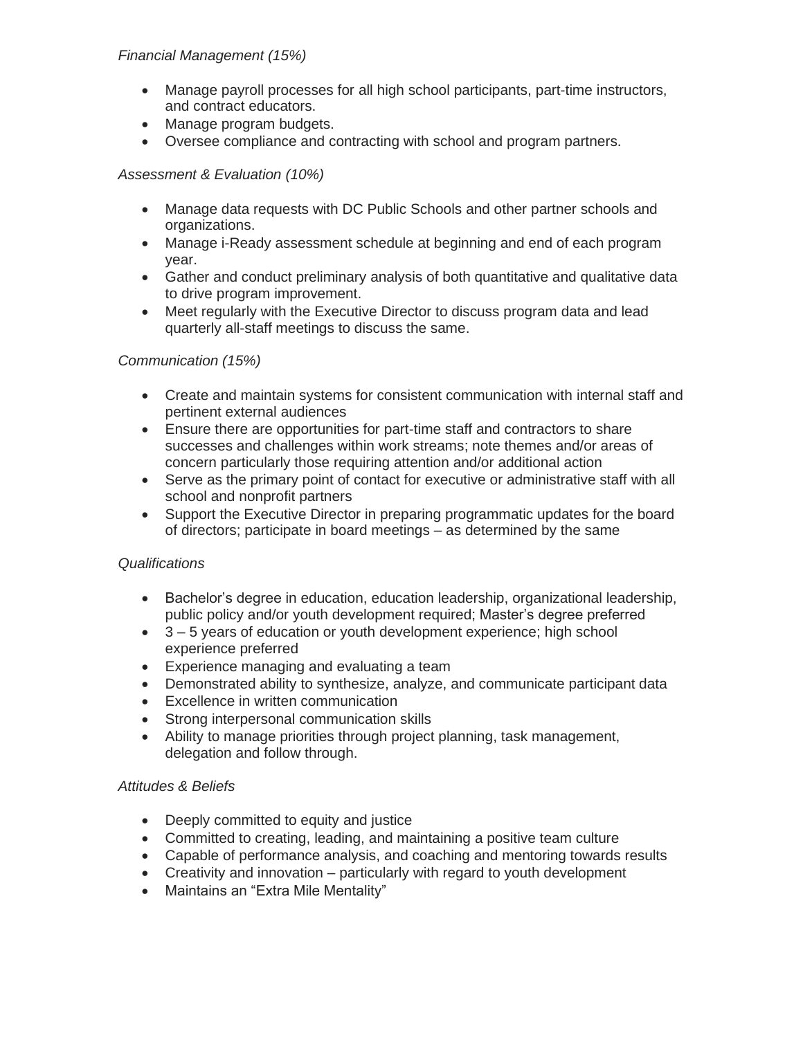*Financial Management (15%)*

- Manage payroll processes for all high school participants, part-time instructors, and contract educators.
- Manage program budgets.
- Oversee compliance and contracting with school and program partners.

*Assessment & Evaluation (10%)*

- Manage data requests with DC Public Schools and other partner schools and organizations.
- Manage i-Ready assessment schedule at beginning and end of each program year.
- Gather and conduct preliminary analysis of both quantitative and qualitative data to drive program improvement.
- Meet regularly with the Executive Director to discuss program data and lead quarterly all-staff meetings to discuss the same.

*Communication (15%)*

- Create and maintain systems for consistent communication with internal staff and pertinent external audiences
- Ensure there are opportunities for part-time staff and contractors to share successes and challenges within work streams; note themes and/or areas of concern particularly those requiring attention and/or additional action
- Serve as the primary point of contact for executive or administrative staff with all school and nonprofit partners
- Support the Executive Director in preparing programmatic updates for the board of directors; participate in board meetings – as determined by the same

*Qualifications*

- Bachelor's degree in education, education leadership, organizational leadership, public policy and/or youth development required; Master's degree preferred
- 3 – 5 years of education or youth development experience; high school experience preferred
- Experience managing and evaluating a team
- Demonstrated ability to synthesize, analyze, and communicate participant data
- Excellence in written communication
- Strong interpersonal communication skills
- Ability to manage priorities through project planning, task management, delegation and follow through.

*Attitudes & Beliefs*

- Deeply committed to equity and justice
- Committed to creating, leading, and maintaining a positive team culture
- Capable of performance analysis, and coaching and mentoring towards results
- Creativity and innovation – particularly with regard to youth development
- Maintains an "Extra Mile Mentality"